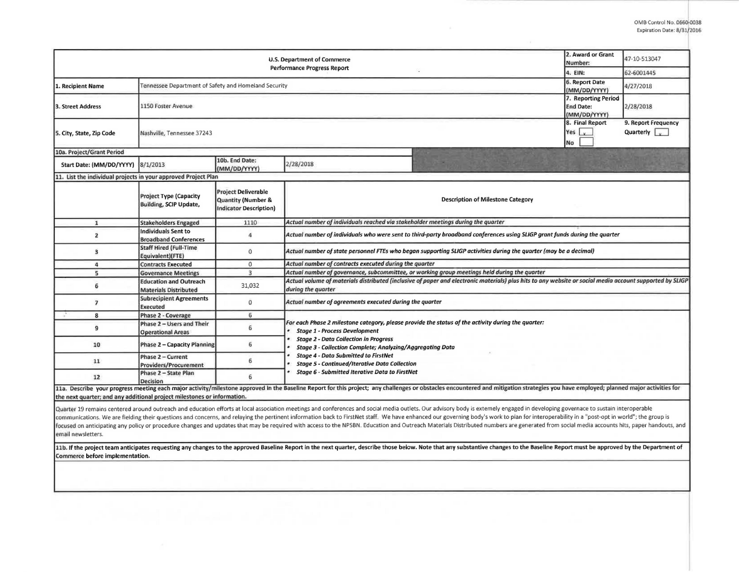OMB Control No. 0660-0038
Expiration Date: 8/31/2016

| U.S. Department of Commerce Performance Progress Report | | | | 2. Award or Grant Number: | 47-10-513047 |
|---|---|---|---|---|---|
| | | | | 4. EIN: | 62-6001445 |
| 1. Recipient Name | Tennessee Department of Safety and Homeland Security | | | 6. Report Date (MM/DD/YYYY) | 4/27/2018 |
| 3. Street Address | 1150 Foster Avenue | | | 7. Reporting Period End Date: (MM/DD/YYYY) | 2/28/2018 |
| 5. City, State, Zip Code | Nashville, Tennessee 37243 | | | 8. Final Report Yes [x] No [ ] | 9. Report Frequency Quarterly [x] |
| 10a. Project/Grant Period | | | | | |
| Start Date: (MM/DD/YYYY) | 8/1/2013 | 10b. End Date: (MM/DD/YYYY) | 2/28/2018 | | |

11. List the individual projects in your approved Project Plan

| | Project Type (Capacity Building, SCIP Update, | Project Deliverable Quantity (Number & Indicator Description) | Description of Milestone Category |
|---|---|---|---|
| 1 | Stakeholders Engaged | 1110 | *Actual number of individuals reached via stakeholder meetings during the quarter* |
| 2 | Individuals Sent to Broadband Conferences | 4 | *Actual number of individuals who were sent to third-party broadband conferences using SLIGP grant funds during the quarter* |
| 3 | Staff Hired (Full-Time Equivalent)(FTE) | 0 | *Actual number of state personnel FTEs who began supporting SLIGP activities during the quarter (may be a decimal)* |
| 4 | Contracts Executed | 0 | *Actual number of contracts executed during the quarter* |
| 5 | Governance Meetings | 3 | *Actual number of governance, subcommittee, or working group meetings held during the quarter* |
| 6 | Education and Outreach Materials Distributed | 31,032 | *Actual volume of materials distributed (inclusive of paper and electronic materials) plus hits to any website or social media account supported by SLIGP during the quarter* |
| 7 | Subrecipient Agreements Executed | 0 | *Actual number of agreements executed during the quarter* |
| 8 | Phase 2 - Coverage | 6 | *For each Phase 2 milestone category, please provide the status of the activity during the quarter:* <br>• *Stage 1 - Process Development* <br>• *Stage 2 - Data Collection in Progress* <br>• *Stage 3 - Collection Complete; Analyzing/Aggregating Data* <br>• *Stage 4 - Data Submitted to FirstNet* <br>• *Stage 5 - Continued/Iterative Data Collection* <br>• *Stage 6 - Submitted Iterative Data to FirstNet* |
| 9 | Phase 2 – Users and Their Operational Areas | 6 | |
| 10 | Phase 2 – Capacity Planning | 6 | |
| 11 | Phase 2 – Current Providers/Procurement | 6 | |
| 12 | Phase 2 – State Plan Decision | 6 | |

**11a. Describe your progress meeting each major activity/milestone approved in the Baseline Report for this project; any challenges or obstacles encountered and mitigation strategies you have employed; planned major activities for the next quarter; and any additional project milestones or information.**

Quarter 19 remains centered around outreach and education efforts at local association meetings and conferences and social media outlets. Our advisory body is extemely engaged in developing governace to sustain interoperable communications. We are fielding their questions and concerns, and relaying the pertinent information back to FirstNet staff. We have enhanced our governing body's work to plan for interoperability in a "post-opt in world"; the group is focused on anticipating any policy or procedure changes and updates that may be required with access to the NPSBN. Education and Outreach Materials Distributed numbers are generated from social media accounts hits, paper handouts, and email newsletters.

**11b. If the project team anticipates requesting any changes to the approved Baseline Report in the next quarter, describe those below. Note that any substantive changes to the Baseline Report must be approved by the Department of Commerce before implementation.**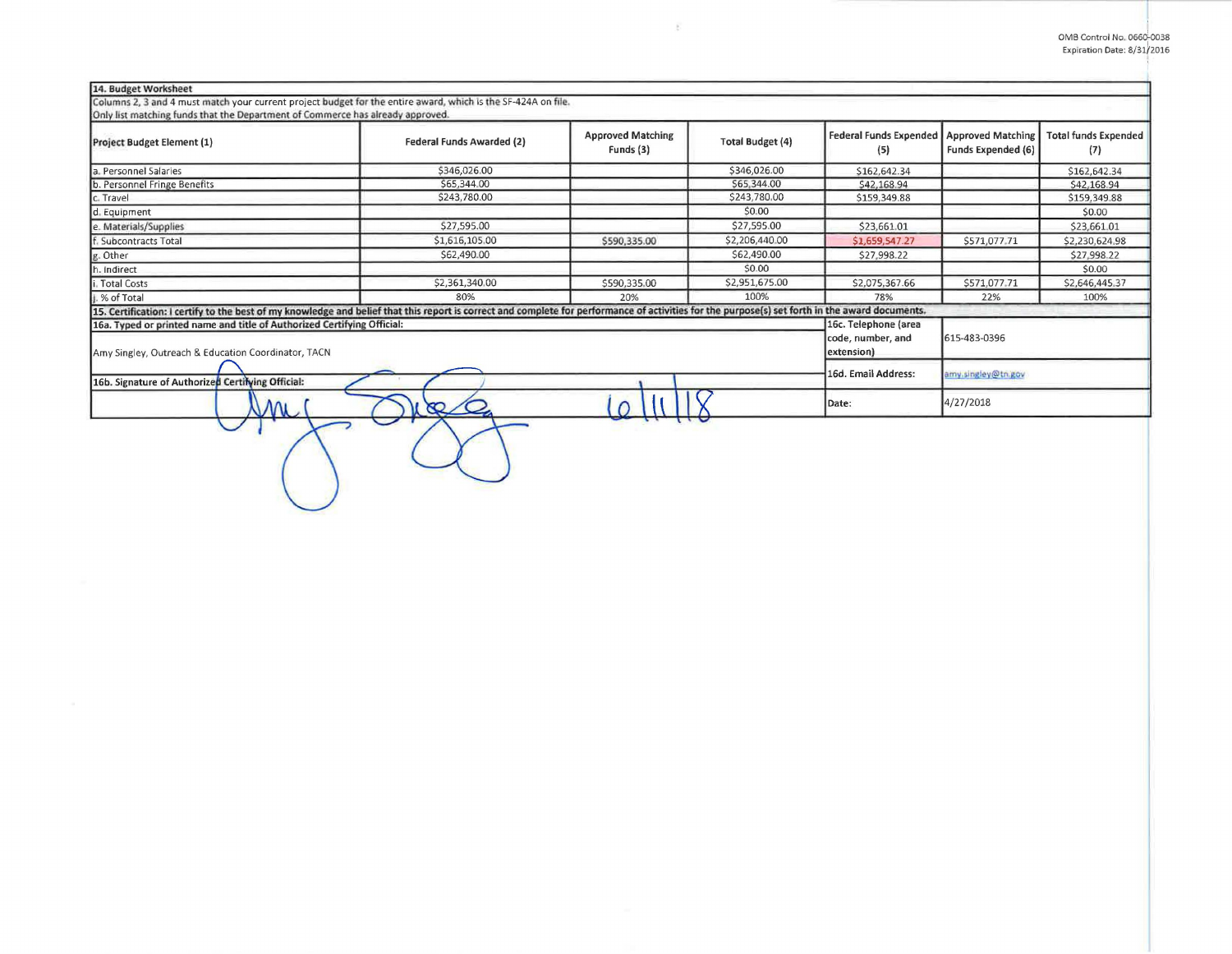**14. Budget Worksheet**

Columns 2, 3 and 4 must match your current project budget for the entire award, which is the SF-424A on file.
Only list matching funds that the Department of Commerce has already approved.

| Project Budget Element (1) | Federal Funds Awarded (2) | Approved Matching Funds (3) | Total Budget (4) | Federal Funds Expended (5) | Approved Matching Funds Expended (6) | Total funds Expended (7) |
|---|---|---|---|---|---|---|
| a. Personnel Salaries | $346,026.00 | | $346,026.00 | $162,642.34 | | $162,642.34 |
| b. Personnel Fringe Benefits | $65,344.00 | | $65,344.00 | $42,168.94 | | $42,168.94 |
| c. Travel | $243,780.00 | | $243,780.00 | $159,349.88 | | $159,349.88 |
| d. Equipment | | | $0.00 | | | $0.00 |
| e. Materials/Supplies | $27,595.00 | | $27,595.00 | $23,661.01 | | $23,661.01 |
| f. Subcontracts Total | $1,616,105.00 | $590,335.00 | $2,206,440.00 | $1,659,547.27 | $571,077.71 | $2,230,624.98 |
| g. Other | $62,490.00 | | $62,490.00 | $27,998.22 | | $27,998.22 |
| h. Indirect | | | $0.00 | | | $0.00 |
| i. Total Costs | $2,361,340.00 | $590,335.00 | $2,951,675.00 | $2,075,367.66 | $571,077.71 | $2,646,445.37 |
| j. % of Total | 80% | 20% | 100% | 78% | 22% | 100% |

**15. Certification: I certify to the best of my knowledge and belief that this report is correct and complete for performance of activities for the purpose(s) set forth in the award documents.**

| | | |
|---|---|---|
| **16a. Typed or printed name and title of Authorized Certifying Official:** Amy Singley, Outreach & Education Coordinator, TACN | 16c. Telephone (area code, number, and extension) | 615-483-0396 |
| **16b. Signature of Authorized Certifying Official:** Amy Singley 6/11/18 | 16d. Email Address: | amy.singley@tn.gov |
| | Date: | 4/27/2018 |